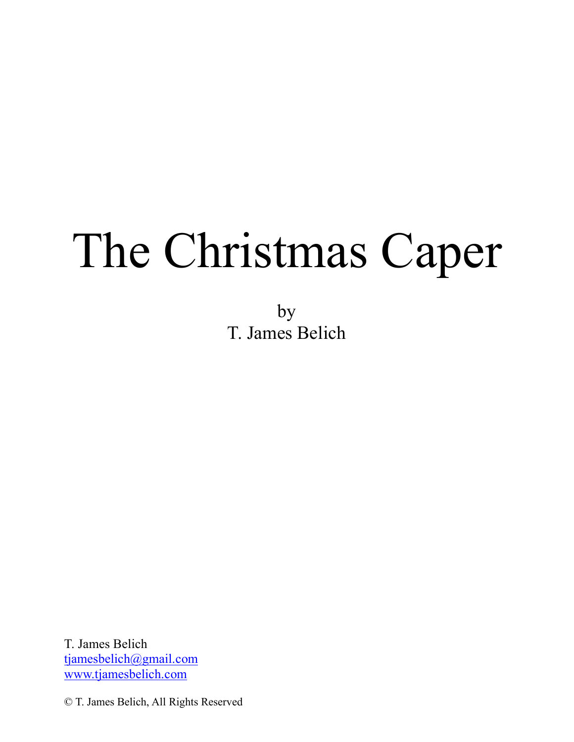# The Christmas Caper

by
T. James Belich

T. James Belich
tjamesbelich@gmail.com
www.tjamesbelich.com

© T. James Belich, All Rights Reserved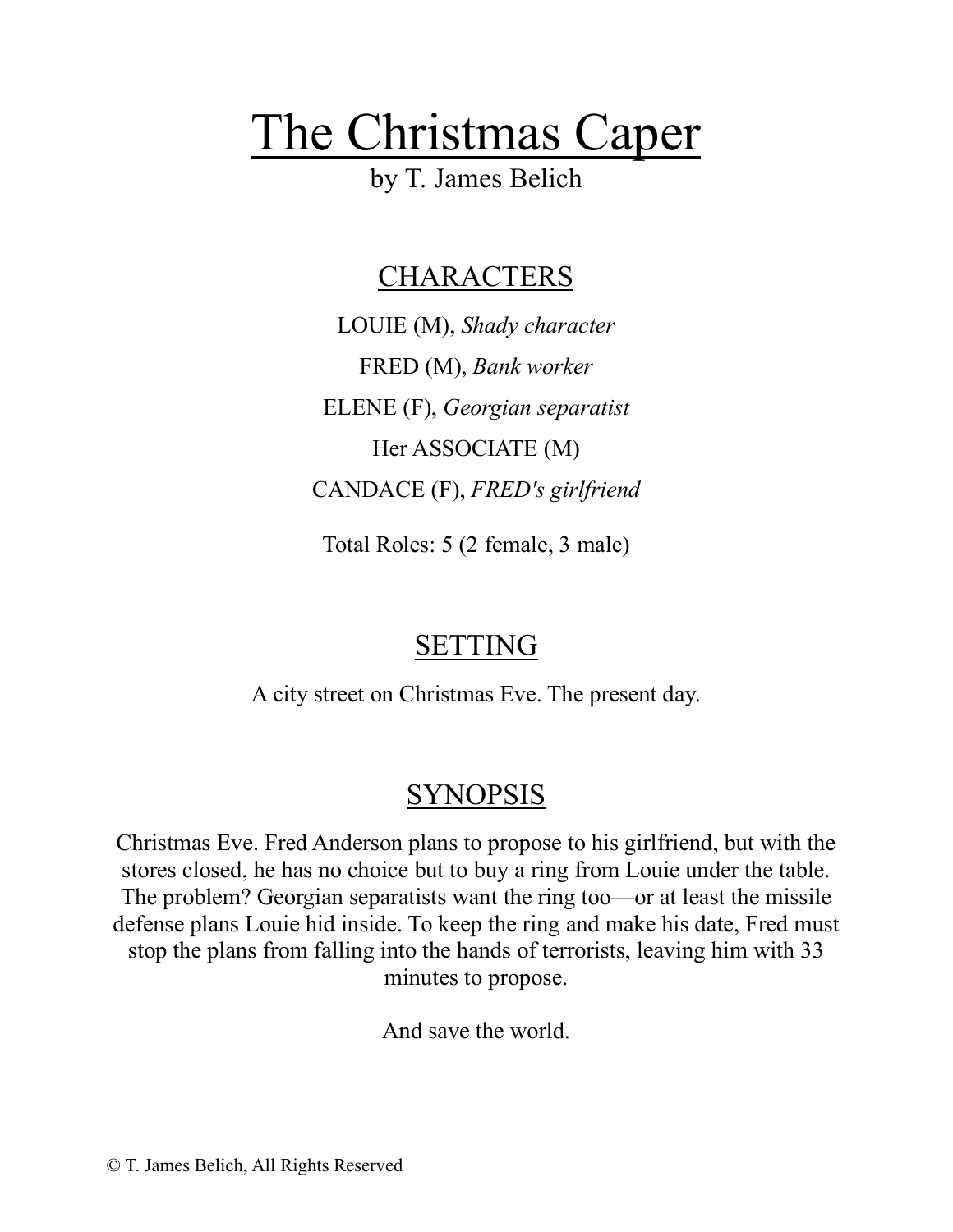# The Christmas Caper

by T. James Belich

## CHARACTERS

LOUIE (M), *Shady character*

FRED (M), *Bank worker*

ELENE (F), *Georgian separatist*

Her ASSOCIATE (M)

CANDACE (F), *FRED's girlfriend*

Total Roles: 5 (2 female, 3 male)

## SETTING

A city street on Christmas Eve. The present day.

## SYNOPSIS

Christmas Eve. Fred Anderson plans to propose to his girlfriend, but with the stores closed, he has no choice but to buy a ring from Louie under the table. The problem? Georgian separatists want the ring too—or at least the missile defense plans Louie hid inside. To keep the ring and make his date, Fred must stop the plans from falling into the hands of terrorists, leaving him with 33 minutes to propose.

And save the world.

© T. James Belich, All Rights Reserved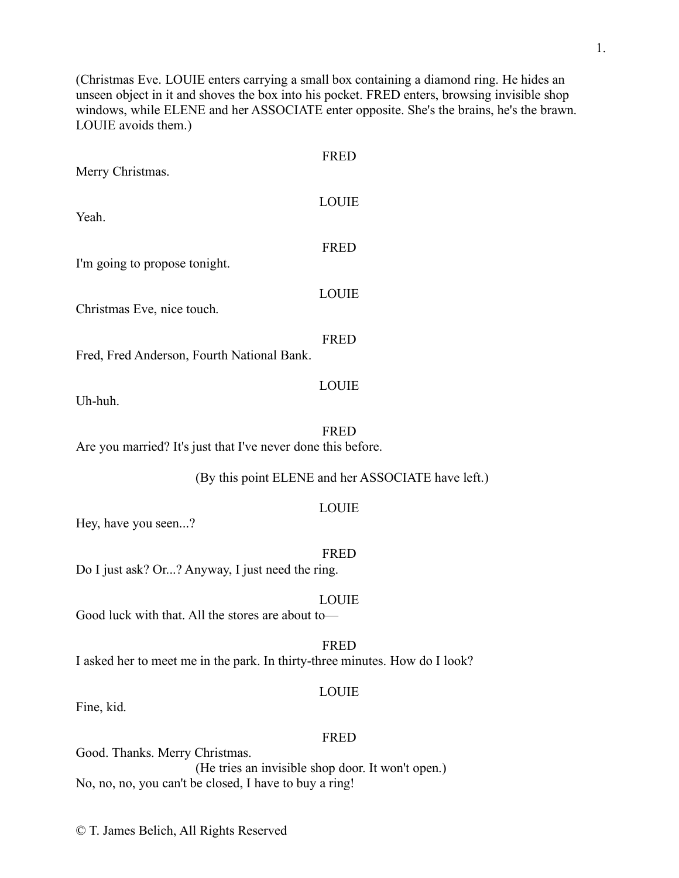(Christmas Eve. LOUIE enters carrying a small box containing a diamond ring. He hides an unseen object in it and shoves the box into his pocket. FRED enters, browsing invisible shop windows, while ELENE and her ASSOCIATE enter opposite. She's the brains, he's the brawn. LOUIE avoids them.)

FRED

Merry Christmas.

LOUIE

Yeah.

FRED

I'm going to propose tonight.

LOUIE

Christmas Eve, nice touch.

FRED

Fred, Fred Anderson, Fourth National Bank.

LOUIE

Uh-huh.

FRED

Are you married? It's just that I've never done this before.

(By this point ELENE and her ASSOCIATE have left.)

LOUIE

Hey, have you seen...?

FRED

Do I just ask? Or...? Anyway, I just need the ring.

LOUIE

Good luck with that. All the stores are about to—

FRED

I asked her to meet me in the park. In thirty-three minutes. How do I look?

LOUIE

Fine, kid.

FRED

Good. Thanks. Merry Christmas.

(He tries an invisible shop door. It won't open.)

No, no, no, you can't be closed, I have to buy a ring!

© T. James Belich, All Rights Reserved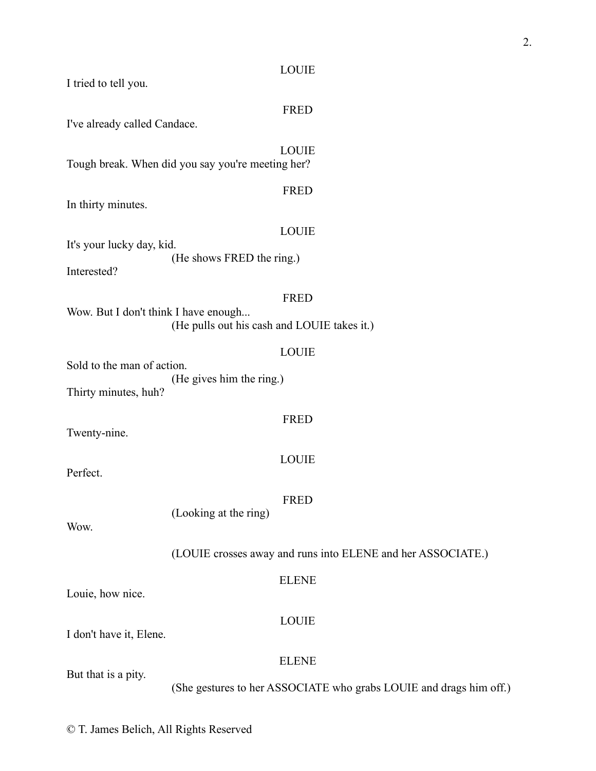LOUIE

I tried to tell you.

FRED

I've already called Candace.

LOUIE

Tough break. When did you say you're meeting her?

FRED

In thirty minutes.

LOUIE

It's your lucky day, kid.

(He shows FRED the ring.)

Interested?

FRED

Wow. But I don't think I have enough...

(He pulls out his cash and LOUIE takes it.)

LOUIE

Sold to the man of action.

(He gives him the ring.)

Thirty minutes, huh?

FRED

Twenty-nine.

LOUIE

Perfect.

FRED

(Looking at the ring)

Wow.

(LOUIE crosses away and runs into ELENE and her ASSOCIATE.)

ELENE

Louie, how nice.

LOUIE

I don't have it, Elene.

ELENE

But that is a pity.

(She gestures to her ASSOCIATE who grabs LOUIE and drags him off.)

© T. James Belich, All Rights Reserved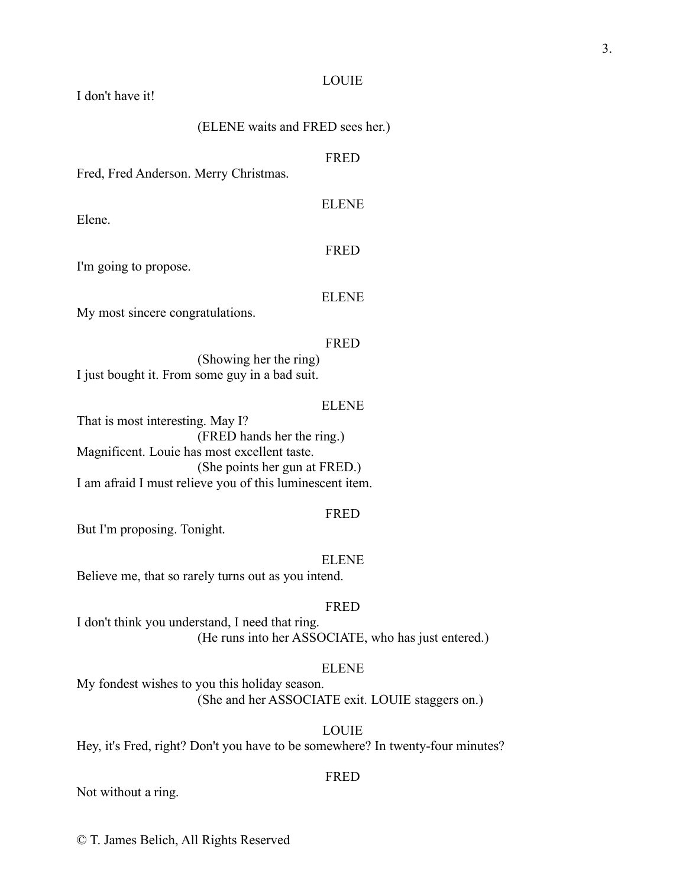LOUIE

I don't have it!

(ELENE waits and FRED sees her.)

FRED

Fred, Fred Anderson. Merry Christmas.

ELENE

Elene.

FRED

I'm going to propose.

ELENE

My most sincere congratulations.

FRED

(Showing her the ring)

I just bought it. From some guy in a bad suit.

ELENE

That is most interesting. May I?

(FRED hands her the ring.)

Magnificent. Louie has most excellent taste.

(She points her gun at FRED.)

I am afraid I must relieve you of this luminescent item.

FRED

But I'm proposing. Tonight.

ELENE

Believe me, that so rarely turns out as you intend.

FRED

I don't think you understand, I need that ring.

(He runs into her ASSOCIATE, who has just entered.)

ELENE

My fondest wishes to you this holiday season.

(She and her ASSOCIATE exit. LOUIE staggers on.)

LOUIE

Hey, it's Fred, right? Don't you have to be somewhere? In twenty-four minutes?

FRED

Not without a ring.

© T. James Belich, All Rights Reserved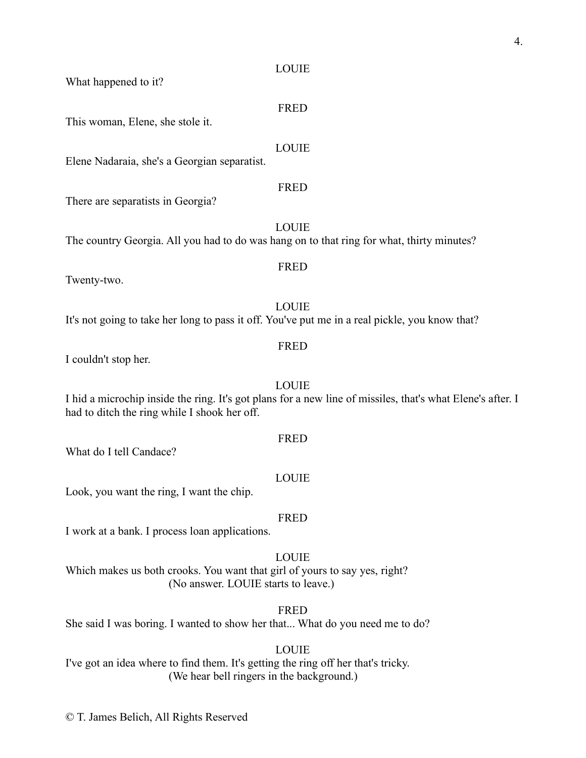LOUIE

What happened to it?

FRED

This woman, Elene, she stole it.

LOUIE

Elene Nadaraia, she's a Georgian separatist.

FRED

There are separatists in Georgia?

LOUIE

The country Georgia. All you had to do was hang on to that ring for what, thirty minutes?

FRED

Twenty-two.

LOUIE

It's not going to take her long to pass it off. You've put me in a real pickle, you know that?

FRED

I couldn't stop her.

LOUIE

I hid a microchip inside the ring. It's got plans for a new line of missiles, that's what Elene's after. I had to ditch the ring while I shook her off.

FRED

What do I tell Candace?

LOUIE

Look, you want the ring, I want the chip.

FRED

I work at a bank. I process loan applications.

LOUIE

Which makes us both crooks. You want that girl of yours to say yes, right?

(No answer. LOUIE starts to leave.)

FRED

She said I was boring. I wanted to show her that... What do you need me to do?

LOUIE

I've got an idea where to find them. It's getting the ring off her that's tricky.

(We hear bell ringers in the background.)

© T. James Belich, All Rights Reserved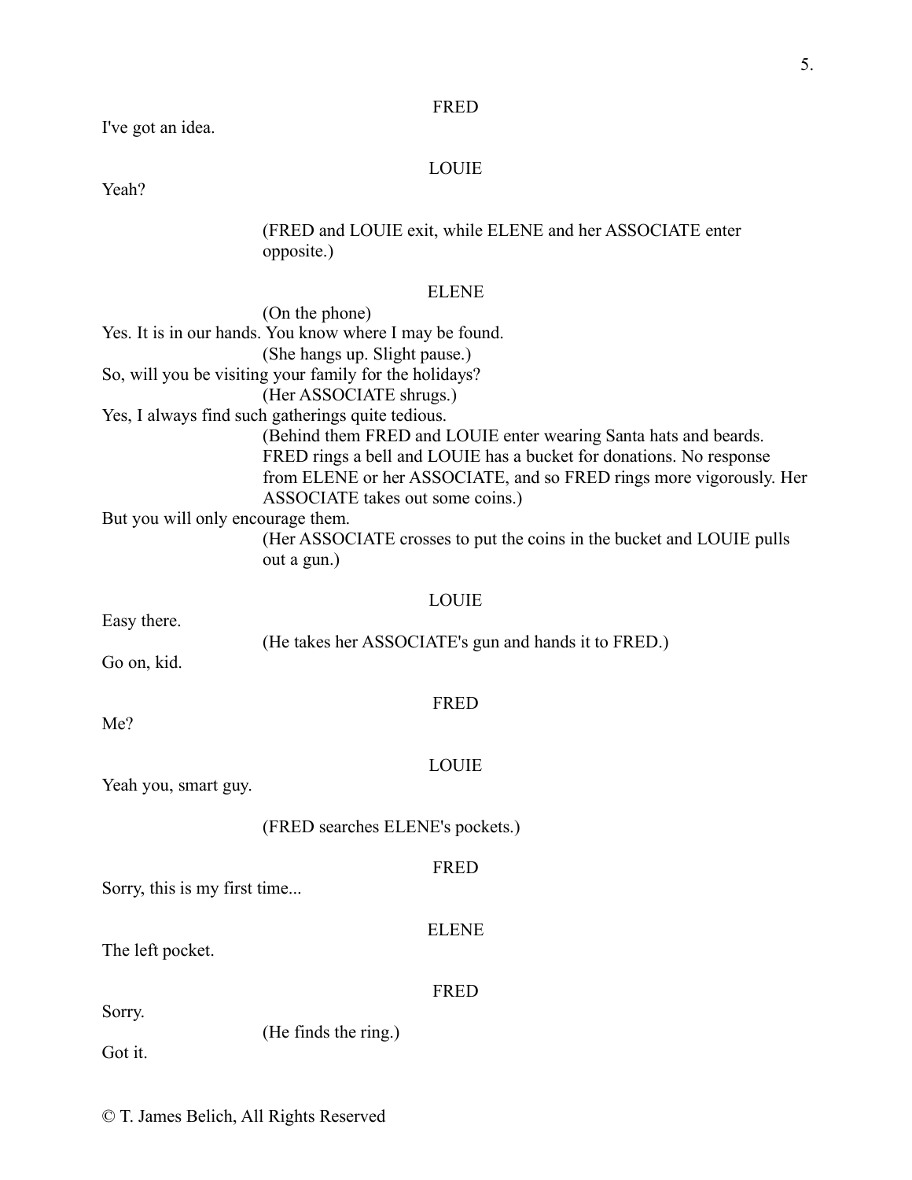FRED

I've got an idea.

LOUIE

Yeah?

(FRED and LOUIE exit, while ELENE and her ASSOCIATE enter opposite.)

ELENE

(On the phone)

Yes. It is in our hands. You know where I may be found.

(She hangs up. Slight pause.)

So, will you be visiting your family for the holidays?

(Her ASSOCIATE shrugs.)

Yes, I always find such gatherings quite tedious.

(Behind them FRED and LOUIE enter wearing Santa hats and beards. FRED rings a bell and LOUIE has a bucket for donations. No response from ELENE or her ASSOCIATE, and so FRED rings more vigorously. Her ASSOCIATE takes out some coins.)

But you will only encourage them.

(Her ASSOCIATE crosses to put the coins in the bucket and LOUIE pulls out a gun.)

LOUIE

Easy there.

(He takes her ASSOCIATE's gun and hands it to FRED.)

Go on, kid.

FRED

Me?

LOUIE

Yeah you, smart guy.

(FRED searches ELENE's pockets.)

FRED

Sorry, this is my first time...

ELENE

The left pocket.

FRED

Sorry.

(He finds the ring.)

Got it.

© T. James Belich, All Rights Reserved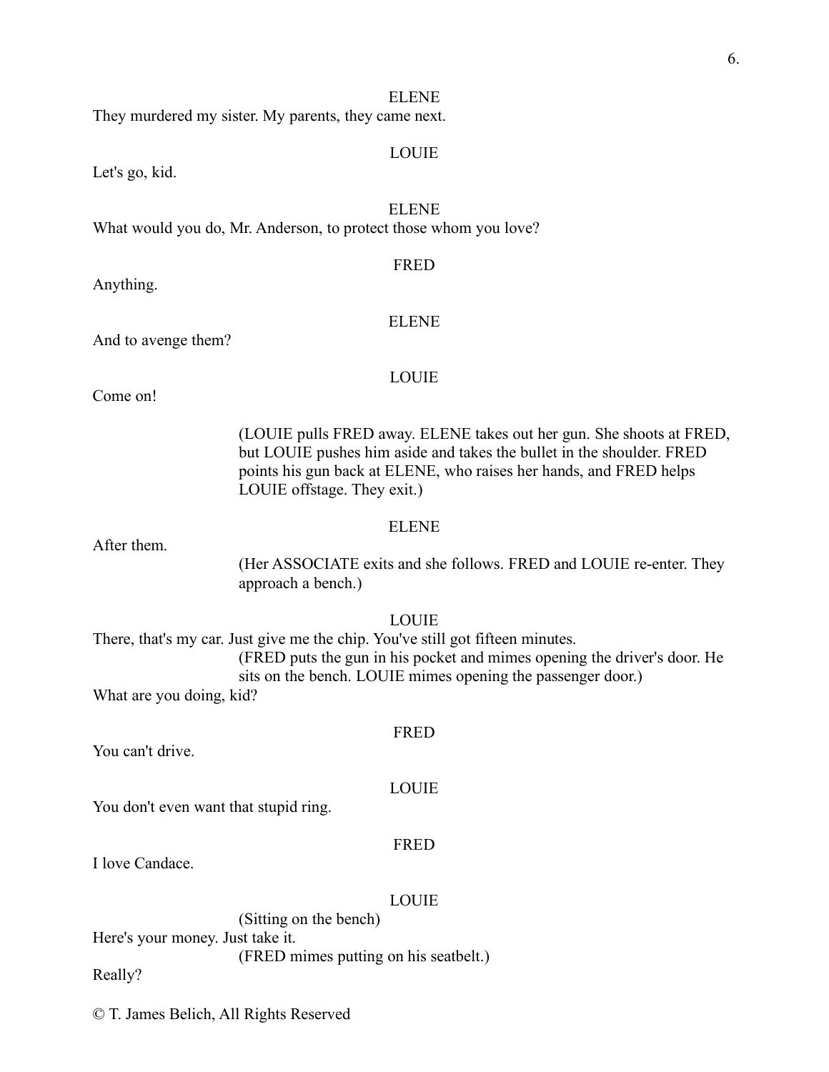ELENE

They murdered my sister. My parents, they came next.

LOUIE

Let's go, kid.

ELENE

What would you do, Mr. Anderson, to protect those whom you love?

FRED

Anything.

ELENE

And to avenge them?

LOUIE

Come on!

(LOUIE pulls FRED away. ELENE takes out her gun. She shoots at FRED, but LOUIE pushes him aside and takes the bullet in the shoulder. FRED points his gun back at ELENE, who raises her hands, and FRED helps LOUIE offstage. They exit.)

ELENE

After them.

(Her ASSOCIATE exits and she follows. FRED and LOUIE re-enter. They approach a bench.)

LOUIE

There, that's my car. Just give me the chip. You've still got fifteen minutes.

(FRED puts the gun in his pocket and mimes opening the driver's door. He sits on the bench. LOUIE mimes opening the passenger door.)

What are you doing, kid?

FRED

You can't drive.

LOUIE

You don't even want that stupid ring.

FRED

I love Candace.

LOUIE

(Sitting on the bench)

Here's your money. Just take it.

(FRED mimes putting on his seatbelt.)

Really?

© T. James Belich, All Rights Reserved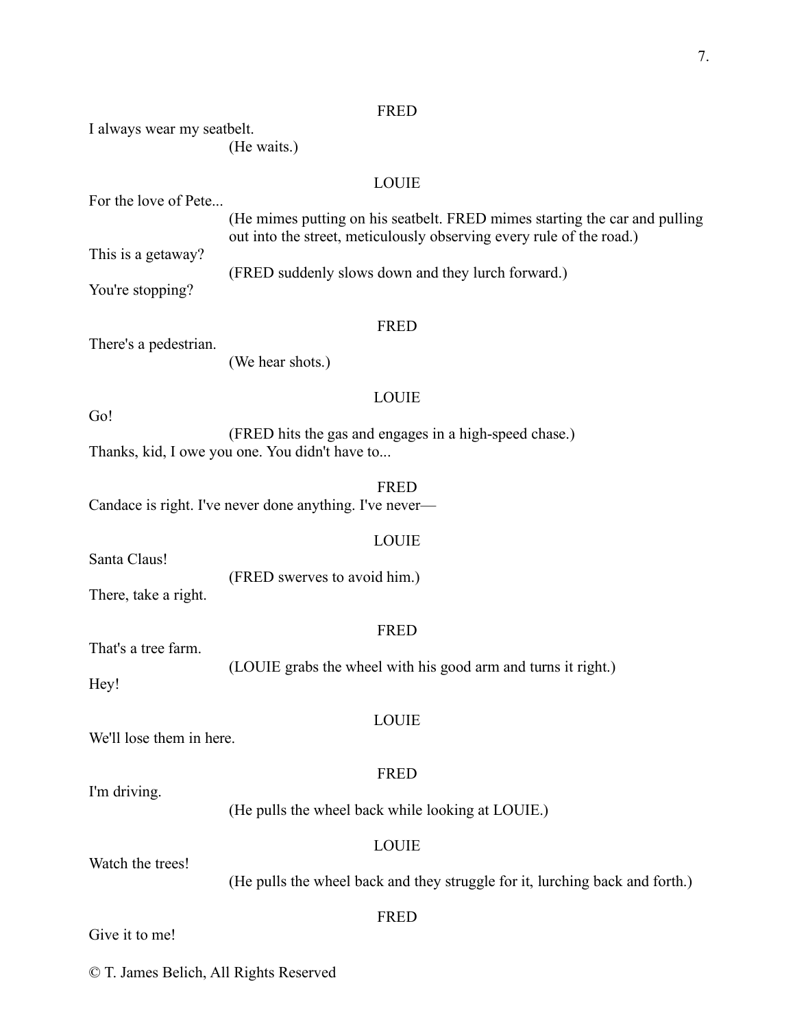FRED

I always wear my seatbelt.

(He waits.)

LOUIE

For the love of Pete...

(He mimes putting on his seatbelt. FRED mimes starting the car and pulling out into the street, meticulously observing every rule of the road.)

This is a getaway?

(FRED suddenly slows down and they lurch forward.)

You're stopping?

FRED

There's a pedestrian.

(We hear shots.)

LOUIE

Go!

(FRED hits the gas and engages in a high-speed chase.)

Thanks, kid, I owe you one. You didn't have to...

FRED

Candace is right. I've never done anything. I've never—

LOUIE

Santa Claus!

(FRED swerves to avoid him.)

There, take a right.

FRED

That's a tree farm.

(LOUIE grabs the wheel with his good arm and turns it right.)

Hey!

LOUIE

We'll lose them in here.

FRED

I'm driving.

(He pulls the wheel back while looking at LOUIE.)

LOUIE

Watch the trees!

(He pulls the wheel back and they struggle for it, lurching back and forth.)

FRED

Give it to me!

© T. James Belich, All Rights Reserved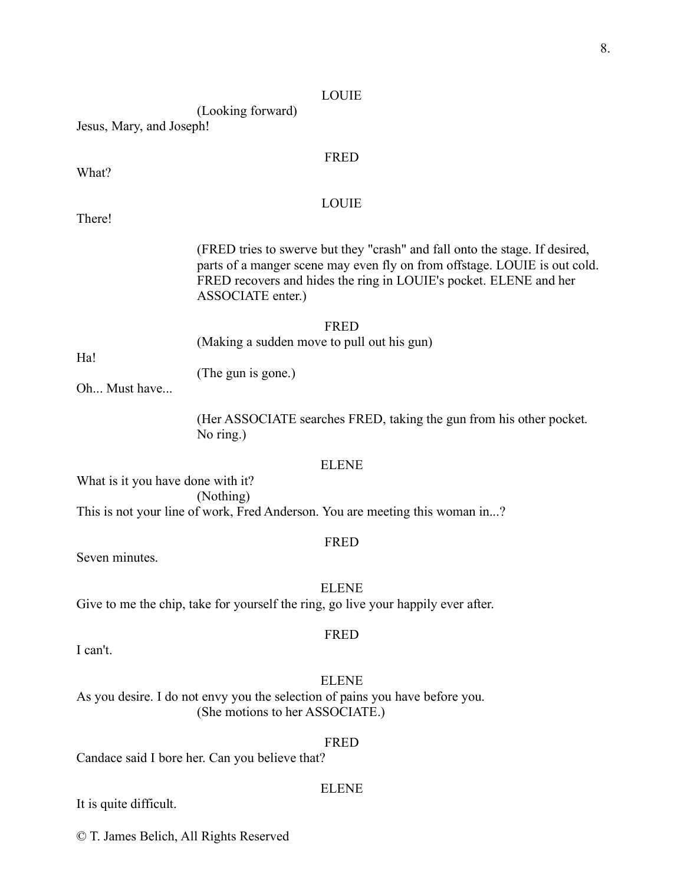LOUIE

(Looking forward)

Jesus, Mary, and Joseph!

FRED

What?

LOUIE

There!

(FRED tries to swerve but they "crash" and fall onto the stage. If desired, parts of a manger scene may even fly on from offstage. LOUIE is out cold. FRED recovers and hides the ring in LOUIE's pocket. ELENE and her ASSOCIATE enter.)

FRED

(Making a sudden move to pull out his gun)

Ha!

(The gun is gone.)

Oh... Must have...

(Her ASSOCIATE searches FRED, taking the gun from his other pocket. No ring.)

ELENE

What is it you have done with it?

(Nothing)

This is not your line of work, Fred Anderson. You are meeting this woman in...?

FRED

Seven minutes.

ELENE

Give to me the chip, take for yourself the ring, go live your happily ever after.

FRED

I can't.

ELENE

As you desire. I do not envy you the selection of pains you have before you.

(She motions to her ASSOCIATE.)

FRED

Candace said I bore her. Can you believe that?

ELENE

It is quite difficult.

© T. James Belich, All Rights Reserved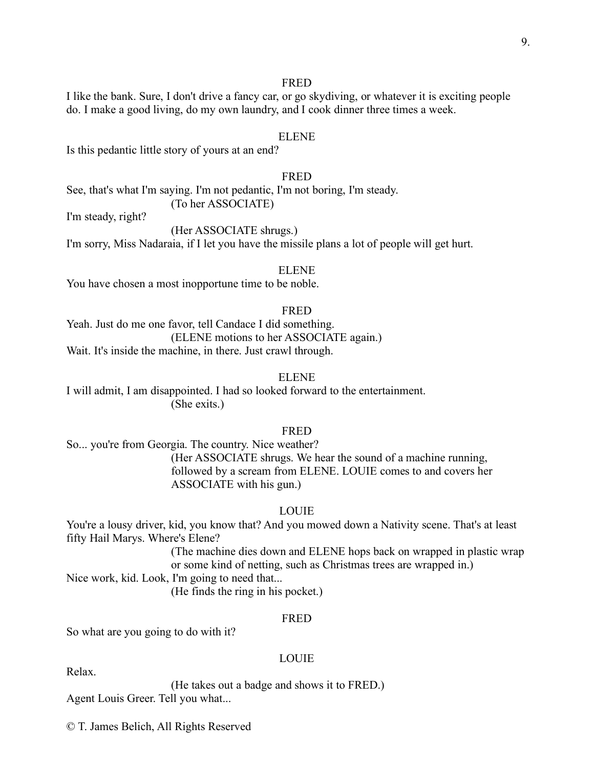FRED

I like the bank. Sure, I don't drive a fancy car, or go skydiving, or whatever it is exciting people do. I make a good living, do my own laundry, and I cook dinner three times a week.

ELENE

Is this pedantic little story of yours at an end?

FRED

See, that's what I'm saying. I'm not pedantic, I'm not boring, I'm steady.

(To her ASSOCIATE)

I'm steady, right?

(Her ASSOCIATE shrugs.)

I'm sorry, Miss Nadaraia, if I let you have the missile plans a lot of people will get hurt.

ELENE

You have chosen a most inopportune time to be noble.

FRED

Yeah. Just do me one favor, tell Candace I did something.

(ELENE motions to her ASSOCIATE again.)

Wait. It's inside the machine, in there. Just crawl through.

ELENE

I will admit, I am disappointed. I had so looked forward to the entertainment.

(She exits.)

FRED

So... you're from Georgia. The country. Nice weather?

(Her ASSOCIATE shrugs. We hear the sound of a machine running, followed by a scream from ELENE. LOUIE comes to and covers her ASSOCIATE with his gun.)

LOUIE

You're a lousy driver, kid, you know that? And you mowed down a Nativity scene. That's at least fifty Hail Marys. Where's Elene?

(The machine dies down and ELENE hops back on wrapped in plastic wrap or some kind of netting, such as Christmas trees are wrapped in.)

Nice work, kid. Look, I'm going to need that...

(He finds the ring in his pocket.)

FRED

So what are you going to do with it?

LOUIE

Relax.

(He takes out a badge and shows it to FRED.)

Agent Louis Greer. Tell you what...

© T. James Belich, All Rights Reserved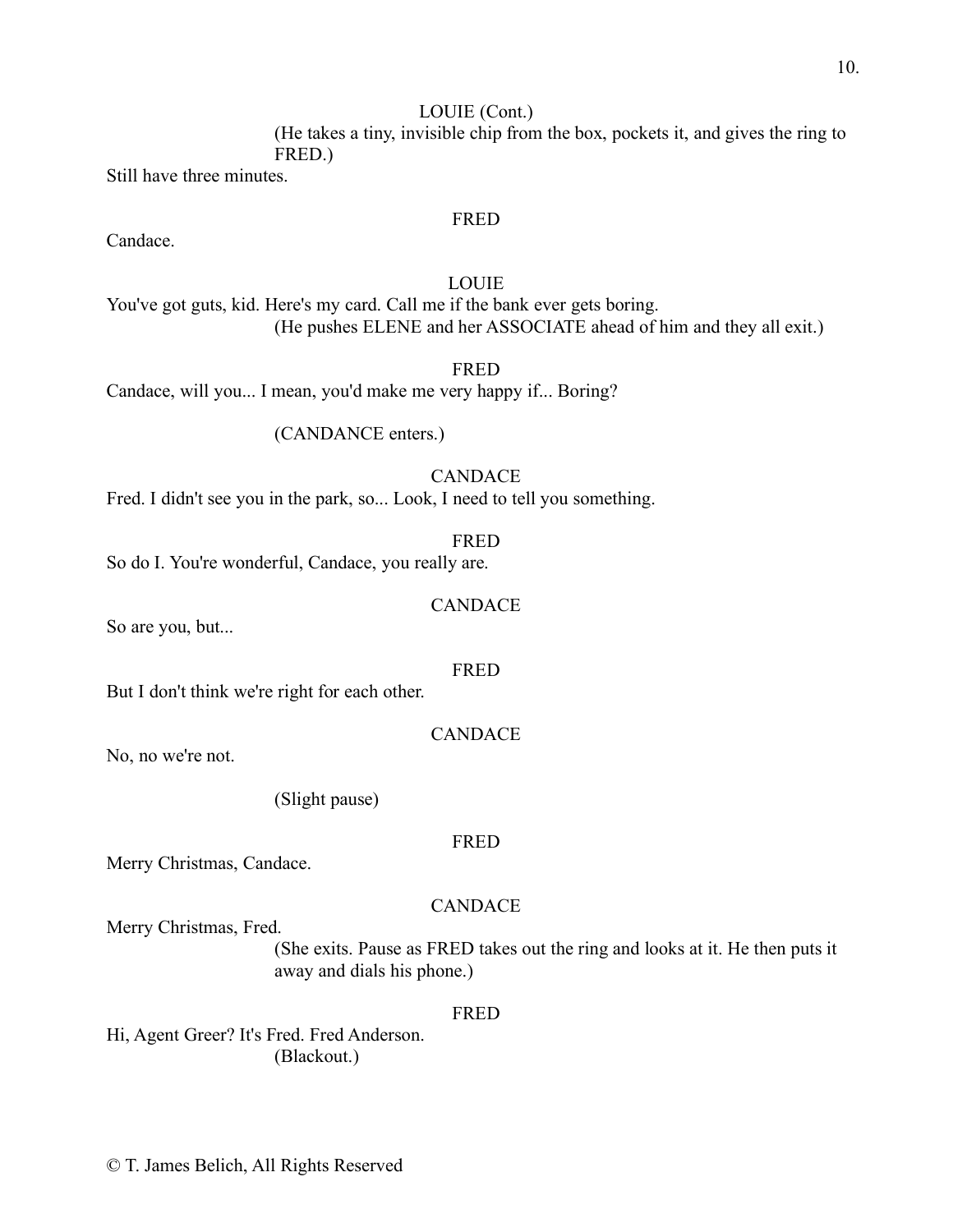LOUIE (Cont.)

(He takes a tiny, invisible chip from the box, pockets it, and gives the ring to FRED.)

Still have three minutes.

FRED

Candace.

LOUIE

You've got guts, kid. Here's my card. Call me if the bank ever gets boring.

(He pushes ELENE and her ASSOCIATE ahead of him and they all exit.)

FRED

Candace, will you... I mean, you'd make me very happy if... Boring?

(CANDANCE enters.)

CANDACE

Fred. I didn't see you in the park, so... Look, I need to tell you something.

FRED

So do I. You're wonderful, Candace, you really are.

CANDACE

So are you, but...

FRED

But I don't think we're right for each other.

CANDACE

No, no we're not.

(Slight pause)

FRED

Merry Christmas, Candace.

CANDACE

Merry Christmas, Fred.

(She exits. Pause as FRED takes out the ring and looks at it. He then puts it away and dials his phone.)

FRED

Hi, Agent Greer? It's Fred. Fred Anderson.

(Blackout.)

© T. James Belich, All Rights Reserved